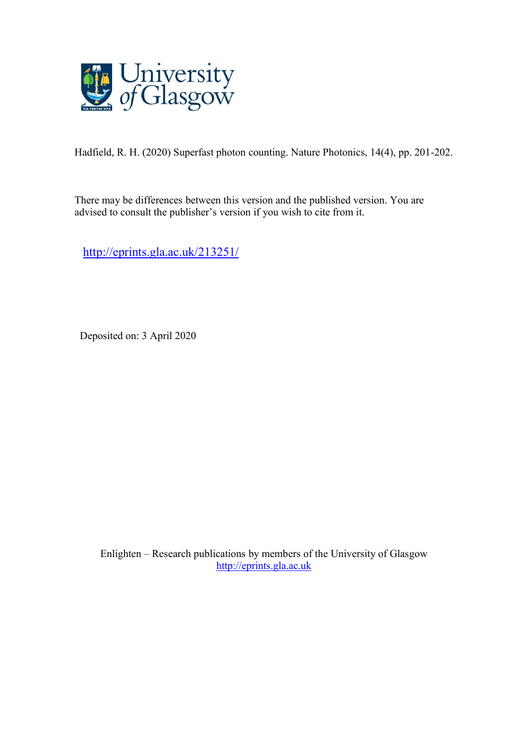University of Glasgow

Hadfield, R. H. (2020) Superfast photon counting. Nature Photonics, 14(4), pp. 201-202.

There may be differences between this version and the published version. You are advised to consult the publisher's version if you wish to cite from it.

http://eprints.gla.ac.uk/213251/

Deposited on: 3 April 2020

Enlighten – Research publications by members of the University of Glasgow
http://eprints.gla.ac.uk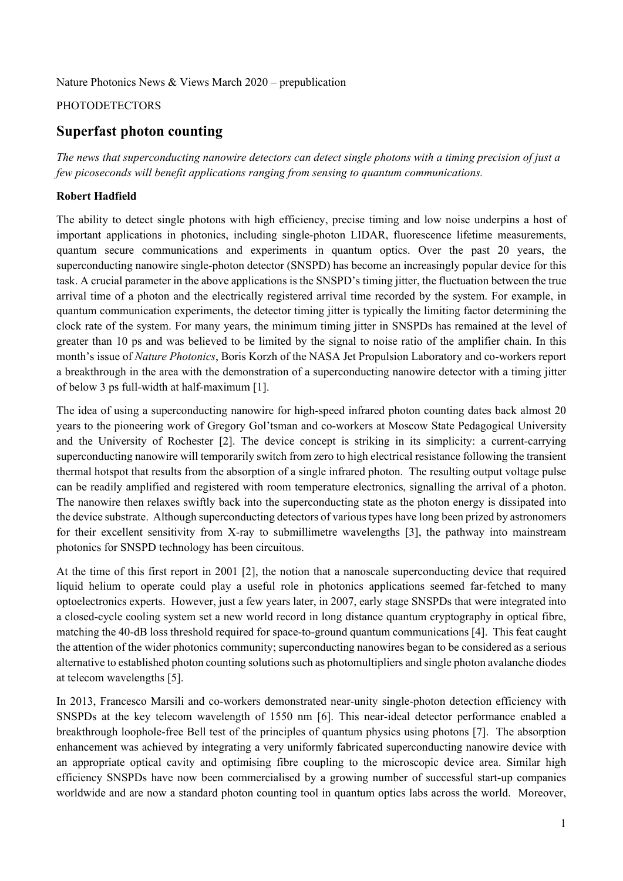Nature Photonics News & Views March 2020 – prepublication

PHOTODETECTORS

# Superfast photon counting

*The news that superconducting nanowire detectors can detect single photons with a timing precision of just a few picoseconds will benefit applications ranging from sensing to quantum communications.*

**Robert Hadfield**

The ability to detect single photons with high efficiency, precise timing and low noise underpins a host of important applications in photonics, including single-photon LIDAR, fluorescence lifetime measurements, quantum secure communications and experiments in quantum optics. Over the past 20 years, the superconducting nanowire single-photon detector (SNSPD) has become an increasingly popular device for this task. A crucial parameter in the above applications is the SNSPD's timing jitter, the fluctuation between the true arrival time of a photon and the electrically registered arrival time recorded by the system. For example, in quantum communication experiments, the detector timing jitter is typically the limiting factor determining the clock rate of the system. For many years, the minimum timing jitter in SNSPDs has remained at the level of greater than 10 ps and was believed to be limited by the signal to noise ratio of the amplifier chain. In this month's issue of *Nature Photonics*, Boris Korzh of the NASA Jet Propulsion Laboratory and co-workers report a breakthrough in the area with the demonstration of a superconducting nanowire detector with a timing jitter of below 3 ps full-width at half-maximum [1].

The idea of using a superconducting nanowire for high-speed infrared photon counting dates back almost 20 years to the pioneering work of Gregory Gol'tsman and co-workers at Moscow State Pedagogical University and the University of Rochester [2]. The device concept is striking in its simplicity: a current-carrying superconducting nanowire will temporarily switch from zero to high electrical resistance following the transient thermal hotspot that results from the absorption of a single infrared photon. The resulting output voltage pulse can be readily amplified and registered with room temperature electronics, signalling the arrival of a photon. The nanowire then relaxes swiftly back into the superconducting state as the photon energy is dissipated into the device substrate. Although superconducting detectors of various types have long been prized by astronomers for their excellent sensitivity from X-ray to submillimetre wavelengths [3], the pathway into mainstream photonics for SNSPD technology has been circuitous.

At the time of this first report in 2001 [2], the notion that a nanoscale superconducting device that required liquid helium to operate could play a useful role in photonics applications seemed far-fetched to many optoelectronics experts. However, just a few years later, in 2007, early stage SNSPDs that were integrated into a closed-cycle cooling system set a new world record in long distance quantum cryptography in optical fibre, matching the 40-dB loss threshold required for space-to-ground quantum communications [4]. This feat caught the attention of the wider photonics community; superconducting nanowires began to be considered as a serious alternative to established photon counting solutions such as photomultipliers and single photon avalanche diodes at telecom wavelengths [5].

In 2013, Francesco Marsili and co-workers demonstrated near-unity single-photon detection efficiency with SNSPDs at the key telecom wavelength of 1550 nm [6]. This near-ideal detector performance enabled a breakthrough loophole-free Bell test of the principles of quantum physics using photons [7]. The absorption enhancement was achieved by integrating a very uniformly fabricated superconducting nanowire device with an appropriate optical cavity and optimising fibre coupling to the microscopic device area. Similar high efficiency SNSPDs have now been commercialised by a growing number of successful start-up companies worldwide and are now a standard photon counting tool in quantum optics labs across the world. Moreover,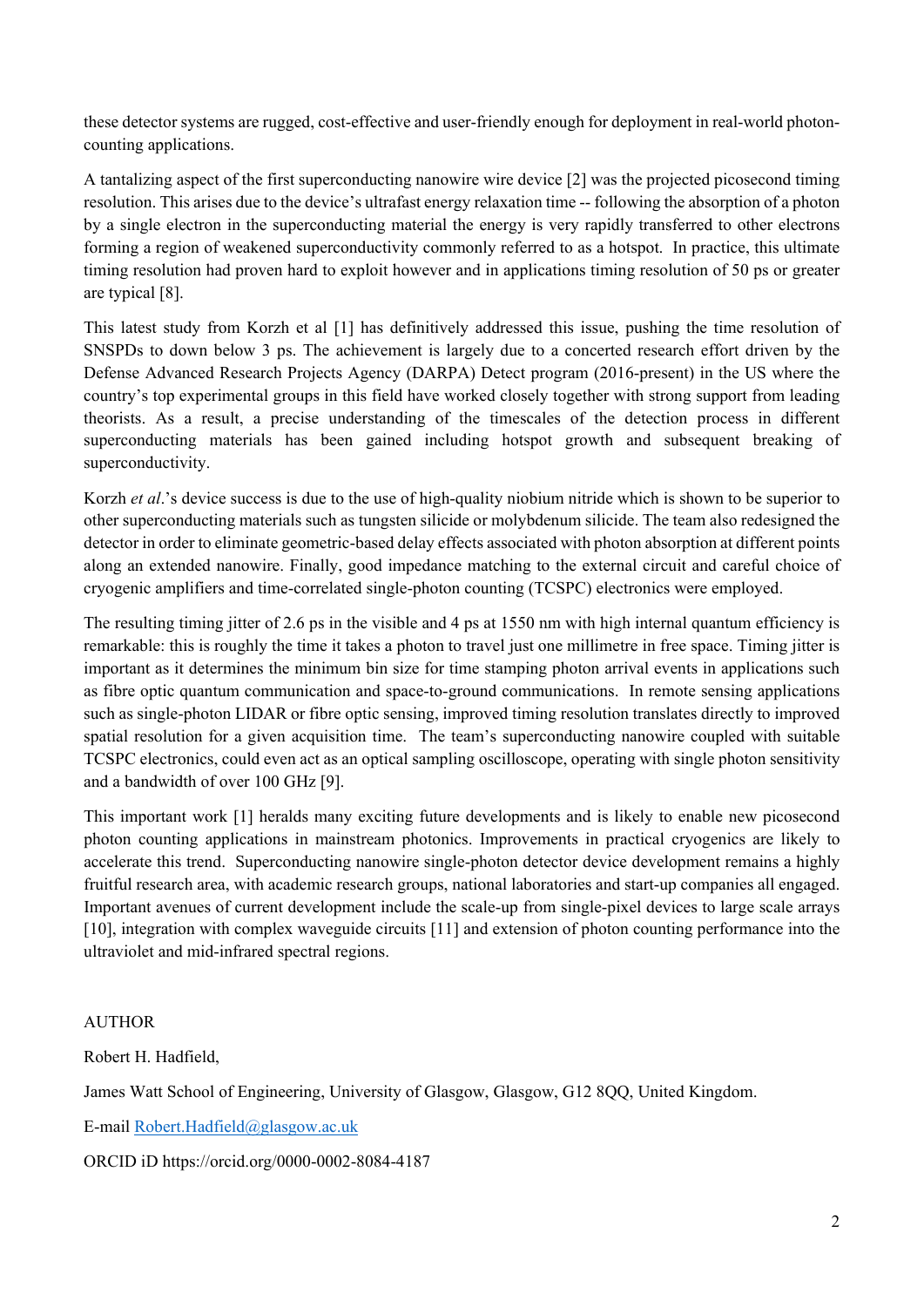these detector systems are rugged, cost-effective and user-friendly enough for deployment in real-world photon-counting applications.

A tantalizing aspect of the first superconducting nanowire wire device [2] was the projected picosecond timing resolution. This arises due to the device's ultrafast energy relaxation time -- following the absorption of a photon by a single electron in the superconducting material the energy is very rapidly transferred to other electrons forming a region of weakened superconductivity commonly referred to as a hotspot. In practice, this ultimate timing resolution had proven hard to exploit however and in applications timing resolution of 50 ps or greater are typical [8].

This latest study from Korzh et al [1] has definitively addressed this issue, pushing the time resolution of SNSPDs to down below 3 ps. The achievement is largely due to a concerted research effort driven by the Defense Advanced Research Projects Agency (DARPA) Detect program (2016-present) in the US where the country's top experimental groups in this field have worked closely together with strong support from leading theorists. As a result, a precise understanding of the timescales of the detection process in different superconducting materials has been gained including hotspot growth and subsequent breaking of superconductivity.

Korzh *et al*.'s device success is due to the use of high-quality niobium nitride which is shown to be superior to other superconducting materials such as tungsten silicide or molybdenum silicide. The team also redesigned the detector in order to eliminate geometric-based delay effects associated with photon absorption at different points along an extended nanowire. Finally, good impedance matching to the external circuit and careful choice of cryogenic amplifiers and time-correlated single-photon counting (TCSPC) electronics were employed.

The resulting timing jitter of 2.6 ps in the visible and 4 ps at 1550 nm with high internal quantum efficiency is remarkable: this is roughly the time it takes a photon to travel just one millimetre in free space. Timing jitter is important as it determines the minimum bin size for time stamping photon arrival events in applications such as fibre optic quantum communication and space-to-ground communications. In remote sensing applications such as single-photon LIDAR or fibre optic sensing, improved timing resolution translates directly to improved spatial resolution for a given acquisition time. The team's superconducting nanowire coupled with suitable TCSPC electronics, could even act as an optical sampling oscilloscope, operating with single photon sensitivity and a bandwidth of over 100 GHz [9].

This important work [1] heralds many exciting future developments and is likely to enable new picosecond photon counting applications in mainstream photonics. Improvements in practical cryogenics are likely to accelerate this trend. Superconducting nanowire single-photon detector device development remains a highly fruitful research area, with academic research groups, national laboratories and start-up companies all engaged. Important avenues of current development include the scale-up from single-pixel devices to large scale arrays [10], integration with complex waveguide circuits [11] and extension of photon counting performance into the ultraviolet and mid-infrared spectral regions.

AUTHOR

Robert H. Hadfield,

James Watt School of Engineering, University of Glasgow, Glasgow, G12 8QQ, United Kingdom.

E-mail Robert.Hadfield@glasgow.ac.uk

ORCID iD https://orcid.org/0000-0002-8084-4187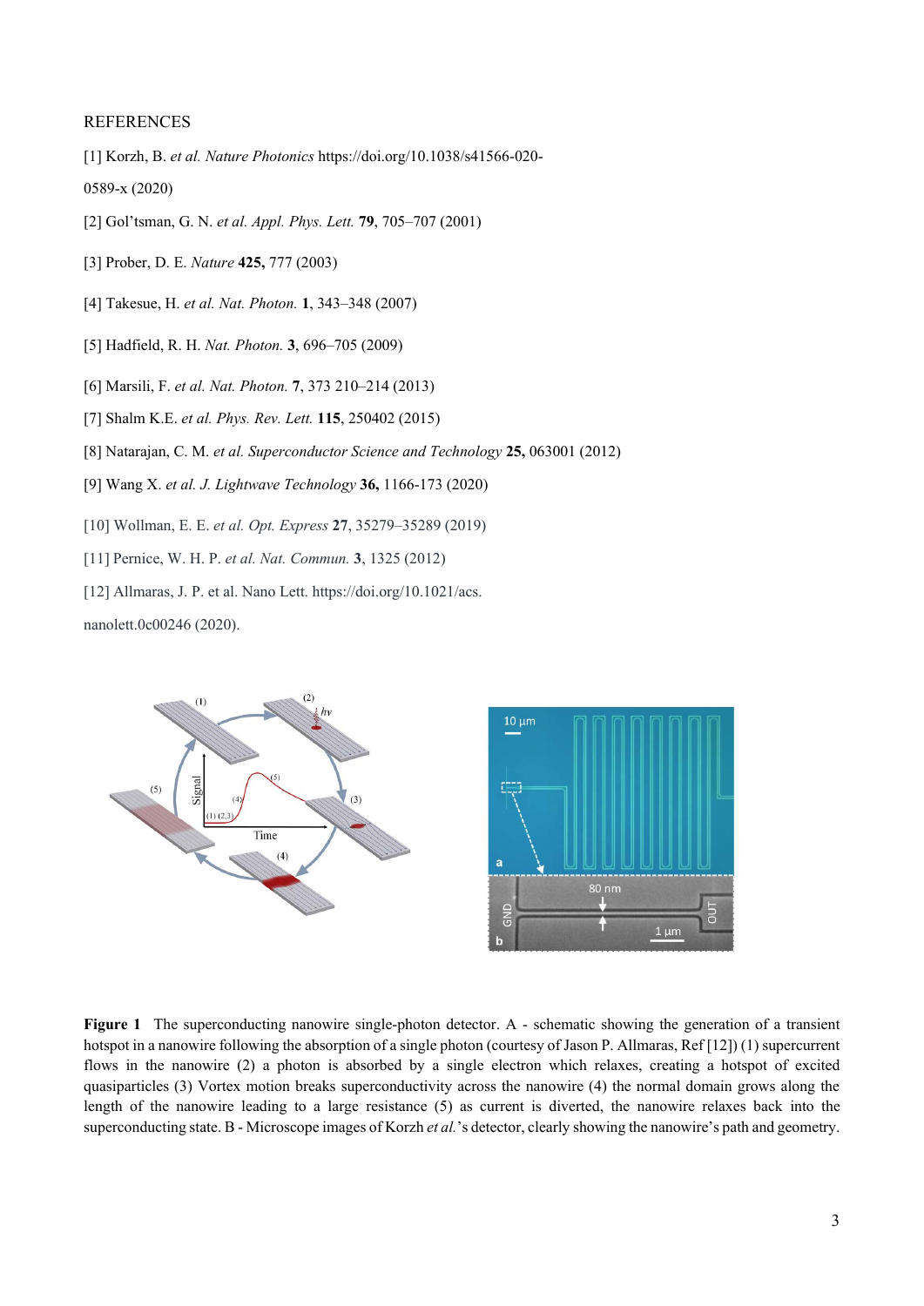REFERENCES

[1] Korzh, B. *et al. Nature Photonics* https://doi.org/10.1038/s41566-020-0589-x (2020)

[2] Gol'tsman, G. N. *et al. Appl. Phys. Lett.* **79**, 705–707 (2001)

[3] Prober, D. E. *Nature* **425,** 777 (2003)

[4] Takesue, H. *et al. Nat. Photon.* **1**, 343–348 (2007)

[5] Hadfield, R. H. *Nat. Photon.* **3**, 696–705 (2009)

[6] Marsili, F. *et al. Nat. Photon.* **7**, 373 210–214 (2013)

[7] Shalm K.E. *et al. Phys. Rev. Lett.* **115**, 250402 (2015)

[8] Natarajan, C. M. *et al. Superconductor Science and Technology* **25,** 063001 (2012)

[9] Wang X. *et al. J. Lightwave Technology* **36,** 1166-173 (2020)

[10] Wollman, E. E. *et al. Opt. Express* **27**, 35279–35289 (2019)

[11] Pernice, W. H. P. *et al. Nat. Commun.* **3**, 1325 (2012)

[12] Allmaras, J. P. et al. Nano Lett. https://doi.org/10.1021/acs.nanolett.0c00246 (2020).

(1)
(2)
hν
(3)
(4)
(5)
Signal
Time
(1) (2,3)
(4)
(5)

10 μm
a
80 nm
GND
OUT
1 μm
b

**Figure 1** The superconducting nanowire single-photon detector. A - schematic showing the generation of a transient hotspot in a nanowire following the absorption of a single photon (courtesy of Jason P. Allmaras, Ref [12]) (1) supercurrent flows in the nanowire (2) a photon is absorbed by a single electron which relaxes, creating a hotspot of excited quasiparticles (3) Vortex motion breaks superconductivity across the nanowire (4) the normal domain grows along the length of the nanowire leading to a large resistance (5) as current is diverted, the nanowire relaxes back into the superconducting state. B - Microscope images of Korzh *et al.*'s detector, clearly showing the nanowire's path and geometry.